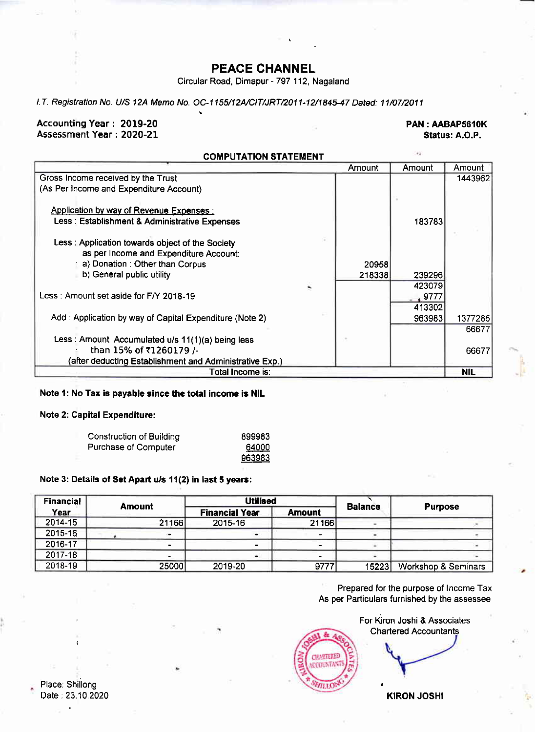# PEACE CHANNEL

Circular Road, Dimapur - 797 112, Nagaland

*I.T. Registration No. U/S 12A Memo No. OC-1155/12A/CIT/JRT/2011-12/1845-47 Dated: 11/07/2011*

**Accounting Year : 2019-20**
**Assessment Year : 2020-21**

**PAN : AABAP5610K**
**Status: A.O.P.**

## COMPUTATION STATEMENT

| | Amount | Amount | Amount |
|---|---|---|---|
| Gross Income received by the Trust (As Per Income and Expenditure Account) | | | 1443962 |
| Application by way of Revenue Expenses : | | | |
| Less : Establishment & Administrative Expenses | | 183783 | |
| Less : Application towards object of the Society as per Income and Expenditure Account: | | | |
| a) Donation : Other than Corpus | 20958 | | |
| b) General public utility | 218338 | 239296 | |
| | | 423079 | |
| Less : Amount set aside for F/Y 2018-19 | | 9777 | |
| | | 413302 | |
| Add : Application by way of Capital Expenditure (Note 2) | | 963983 | 1377285 |
| | | | 66677 |
| Less : Amount Accumulated u/s 11(1)(a) being less than 15% of ₹1260179 /- (after deducting Establishment and Administrative Exp.) | | | 66677 |
| Total Income is: | | | NIL |

**Note 1: No Tax is payable since the total income is NIL**

**Note 2: Capital Expenditure:**

| | |
|---|---|
| Construction of Building | 899983 |
| Purchase of Computer | 64000 |
| | 963983 |

**Note 3: Details of Set Apart u/s 11(2) in last 5 years:**

| Financial Year | Amount | Utilised | | Balance | Purpose |
|---|---|---|---|---|---|
| | | Financial Year | Amount | | |
| 2014-15 | 21166 | 2015-16 | 21166 | - | - |
| 2015-16 | - | - | - | - | - |
| 2016-17 | - | - | - | - | - |
| 2017-18 | - | - | - | - | - |
| 2018-19 | 25000 | 2019-20 | 9777 | 15223 | Workshop & Seminars |

Prepared for the purpose of Income Tax
As per Particulars furnished by the assessee

For Kiron Joshi & Associates
Chartered Accountants

**KIRON JOSHI**

Place: Shillong
Date : 23.10.2020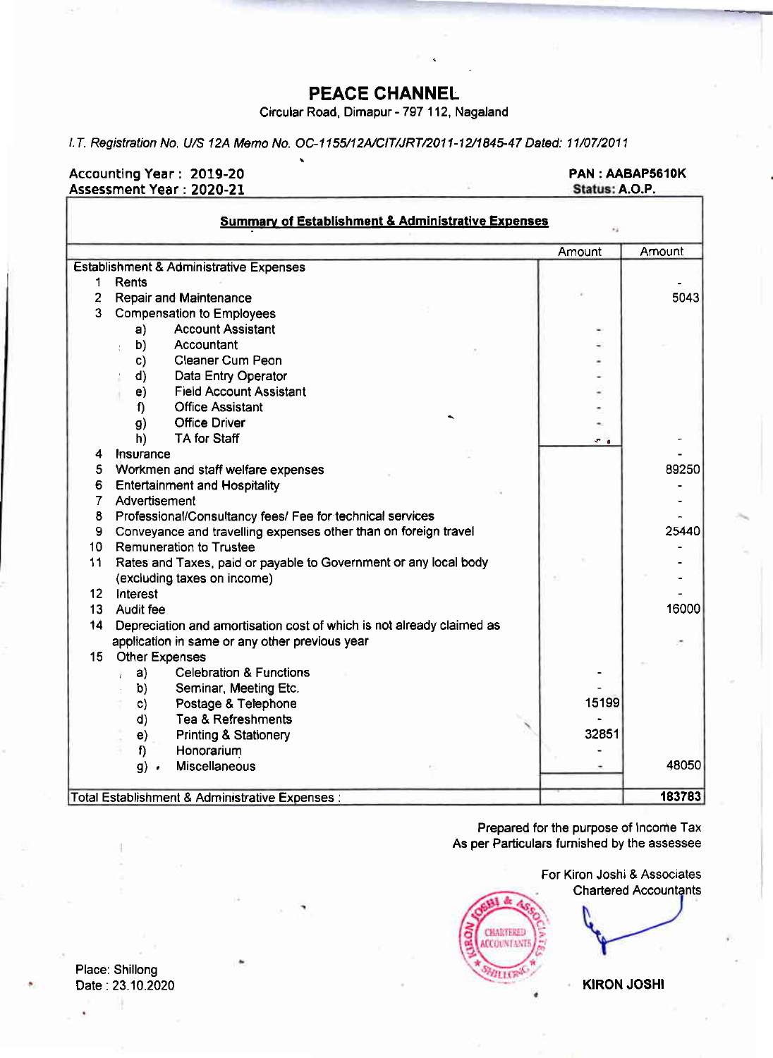# PEACE CHANNEL

Circular Road, Dimapur - 797 112, Nagaland

*I.T. Registration No. U/S 12A Memo No. OC-1155/12A/CIT/JRT/2011-12/1845-47 Dated: 11/07/2011*

**Accounting Year : 2019-20** | **PAN : AABAP5610K**
**Assessment Year : 2020-21** | **Status: A.O.P.**

**Summary of Establishment & Administrative Expenses**

| | | Amount | Amount |
|---|---|---|---|
| Establishment & Administrative Expenses | | | |
| 1 | Rents | | - |
| 2 | Repair and Maintenance | | 5043 |
| 3 | Compensation to Employees | | |
| | a) Account Assistant | - | |
| | b) Accountant | - | |
| | c) Cleaner Cum Peon | - | |
| | d) Data Entry Operator | - | |
| | e) Field Account Assistant | - | |
| | f) Office Assistant | - | |
| | g) Office Driver | - | |
| | h) TA for Staff | - | - |
| 4 | Insurance | | - |
| 5 | Workmen and staff welfare expenses | | 89250 |
| 6 | Entertainment and Hospitality | | - |
| 7 | Advertisement | | - |
| 8 | Professional/Consultancy fees/ Fee for technical services | | - |
| 9 | Conveyance and travelling expenses other than on foreign travel | | 25440 |
| 10 | Remuneration to Trustee | | - |
| 11 | Rates and Taxes, paid or payable to Government or any local body | | - |
| | (excluding taxes on income) | | - |
| 12 | Interest | | - |
| 13 | Audit fee | | 16000 |
| 14 | Depreciation and amortisation cost of which is not already claimed as application in same or any other previous year | | - |
| 15 | Other Expenses | | |
| | a) Celebration & Functions | - | |
| | b) Seminar, Meeting Etc. | - | |
| | c) Postage & Telephone | 15199 | |
| | d) Tea & Refreshments | - | |
| | e) Printing & Stationery | 32851 | |
| | f) Honorarium | - | |
| | g) Miscellaneous | - | 48050 |
| Total Establishment & Administrative Expenses : | | | **183783** |

Prepared for the purpose of Income Tax
As per Particulars furnished by the assessee

For Kiron Joshi & Associates
Chartered Accountants

**KIRON JOSHI**

Place: Shillong
Date : 23.10.2020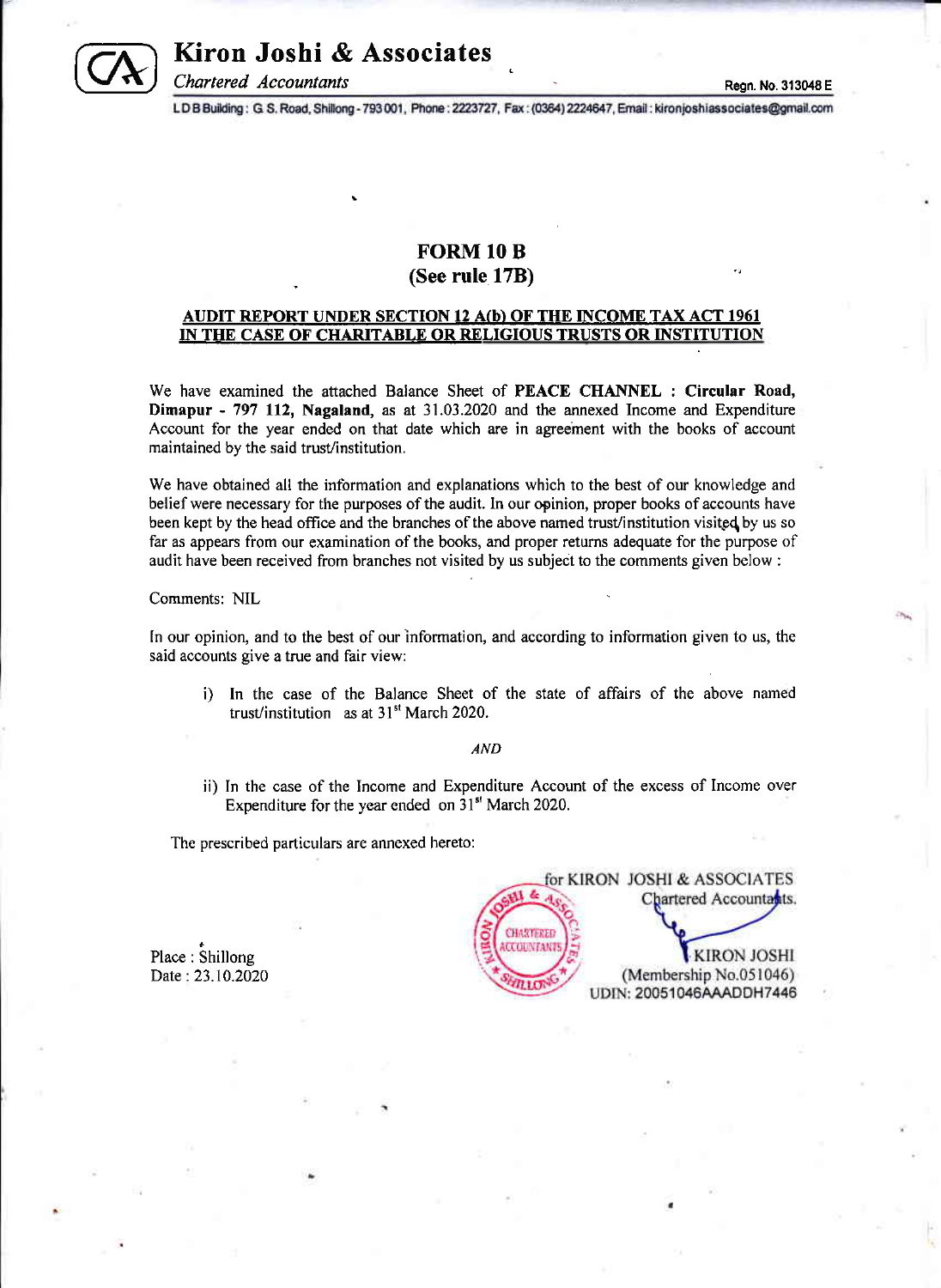# Kiron Joshi & Associates

*Chartered Accountants*

Regn. No. 313048 E

L D B Building : G. S. Road, Shillong - 793 001, Phone : 2223727, Fax : (0364) 2224647, Email : kironjoshiassociates@gmail.com

## FORM 10 B
## (See rule 17B)

**AUDIT REPORT UNDER SECTION 12 A(b) OF THE INCOME TAX ACT 1961 IN THE CASE OF CHARITABLE OR RELIGIOUS TRUSTS OR INSTITUTION**

We have examined the attached Balance Sheet of **PEACE CHANNEL : Circular Road, Dimapur - 797 112, Nagaland,** as at 31.03.2020 and the annexed Income and Expenditure Account for the year ended on that date which are in agreement with the books of account maintained by the said trust/institution.

We have obtained all the information and explanations which to the best of our knowledge and belief were necessary for the purposes of the audit. In our opinion, proper books of accounts have been kept by the head office and the branches of the above named trust/institution visited by us so far as appears from our examination of the books, and proper returns adequate for the purpose of audit have been received from branches not visited by us subject to the comments given below :

Comments: NIL

In our opinion, and to the best of our information, and according to information given to us, the said accounts give a true and fair view:

i) In the case of the Balance Sheet of the state of affairs of the above named trust/institution as at 31st March 2020.

*AND*

ii) In the case of the Income and Expenditure Account of the excess of Income over Expenditure for the year ended on 31st March 2020.

The prescribed particulars are annexed hereto:

for KIRON JOSHI & ASSOCIATES
Chartered Accountants.

KIRON JOSHI
(Membership No.051046)
UDIN: 20051046AAADDH7446

Place : Shillong
Date : 23.10.2020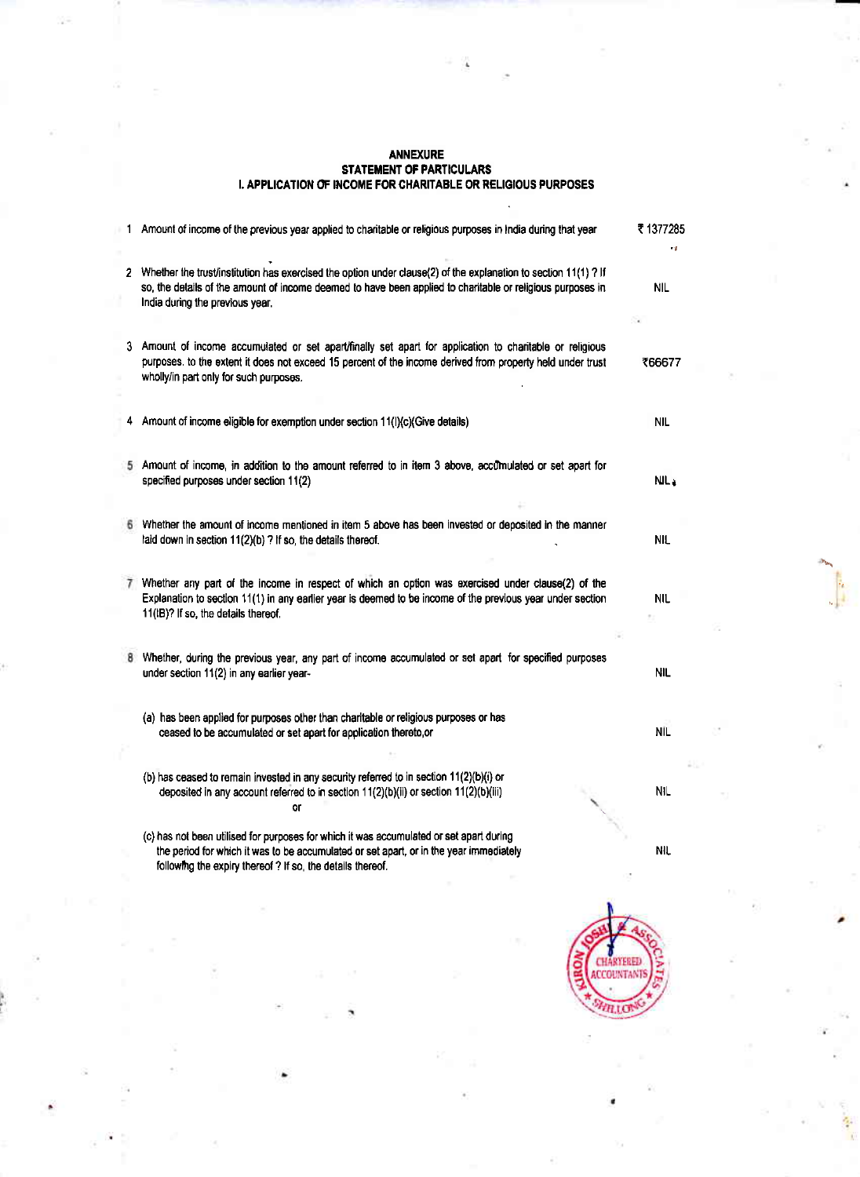**ANNEXURE**

**STATEMENT OF PARTICULARS**

**I. APPLICATION OF INCOME FOR CHARITABLE OR RELIGIOUS PURPOSES**

| | | |
|---|---|---|
| 1 | Amount of income of the previous year applied to charitable or religious purposes in India during that year | ₹ 1377285 |
| 2 | Whether the trust/institution has exercised the option under clause(2) of the explanation to section 11(1) ? If so, the details of the amount of income deemed to have been applied to charitable or religious purposes in India during the previous year. | NIL |
| 3 | Amount of income accumulated or set apart/finally set apart for application to charitable or religious purposes. to the extent it does not exceed 15 percent of the income derived from property held under trust wholly/in part only for such purposes. | ₹66677 |
| 4 | Amount of income eligible for exemption under section 11(l)(c)(Give details) | NIL |
| 5 | Amount of income, in addition to the amount referred to in item 3 above, accumulated or set apart for specified purposes under section 11(2) | NIL |
| 6 | Whether the amount of income mentioned in item 5 above has been invested or deposited in the manner laid down in section 11(2)(b) ? If so, the details thereof. | NIL |
| 7 | Whether any part of the income in respect of which an option was exercised under clause(2) of the Explanation to section 11(1) in any earlier year is deemed to be income of the previous year under section 11(IB)? If so, the details thereof. | NIL |
| 8 | Whether, during the previous year, any part of income accumulated or set apart for specified purposes under section 11(2) in any earlier year- | NIL |
| | (a) has been applied for purposes other than charitable or religious purposes or has ceased to be accumulated or set apart for application thereto,or | NIL |
| | (b) has ceased to remain invested in any security referred to in section 11(2)(b)(i) or deposited in any account referred to in section 11(2)(b)(ii) or section 11(2)(b)(iii) or | NIL |
| | (c) has not been utilised for purposes for which it was accumulated or set apart during the period for which it was to be accumulated or set apart, or in the year immediately following the expiry thereof ? If so, the details thereof. | NIL |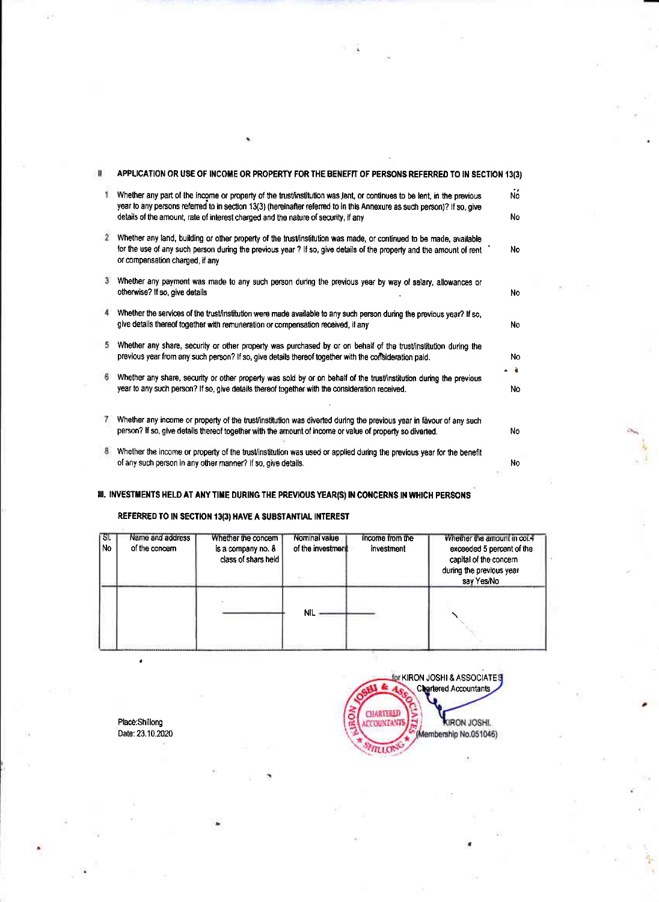## II APPLICATION OR USE OF INCOME OR PROPERTY FOR THE BENEFIT OF PERSONS REFERRED TO IN SECTION 13(3)

| | | |
|---|---|---|
| 1 | Whether any part of the income or property of the trust/institution was lent, or continues to be lent, in the previous year to any persons referred to in section 13(3) (hereinafter referred to in this Annexure as such person)? If so, give details of the amount, rate of interest charged and the nature of security, if any | No<br>No |
| 2 | Whether any land, building or other property of the trust/institution was made, or continued to be made, available for the use of any such person during the previous year ? If so, give details of the property and the amount of rent or compensation charged, if any | No |
| 3 | Whether any payment was made to any such person during the previous year by way of salary, allowances or otherwise? If so, give details | No |
| 4 | Whether the services of the trust/institution were made available to any such person during the previous year? If so, give details thereof together with remuneration or compensation received, if any | No |
| 5 | Whether any share, security or other property was purchased by or on behalf of the trust/institution during the previous year from any such person? If so, give details thereof together with the consideration paid. | No |
| 6 | Whether any share, security or other property was sold by or on behalf of the trust/institution during the previous year to any such person? If so, give details thereof together with the consideration received. | No |
| 7 | Whether any income or property of the trust/institution was diverted during the previous year in favour of any such person? If so, give details thereof together with the amount of income or value of property so diverted. | No |
| 8 | Whether the income or property of the trust/institution was used or applied during the previous year for the benefit of any such person in any other manner? If so, give details. | No |

## III. INVESTMENTS HELD AT ANY TIME DURING THE PREVIOUS YEAR(S) IN CONCERNS IN WHICH PERSONS REFERRED TO IN SECTION 13(3) HAVE A SUBSTANTIAL INTEREST

| Sl. No | Name and address of the concern | Whether the concern is a company no. & class of shars held | Nominal value of the investment | Income from the investment | Whether the amount in col.4 exceeded 5 percent of the capital of the concern during the previous year say Yes/No |
|---|---|---|---|---|---|
| | | | NIL | | |

for KIRON JOSHI & ASSOCIATES
Chartered Accountants

KIRON JOSHI.
(Membership No.051046)

Place:Shillong
Date: 23.10.2020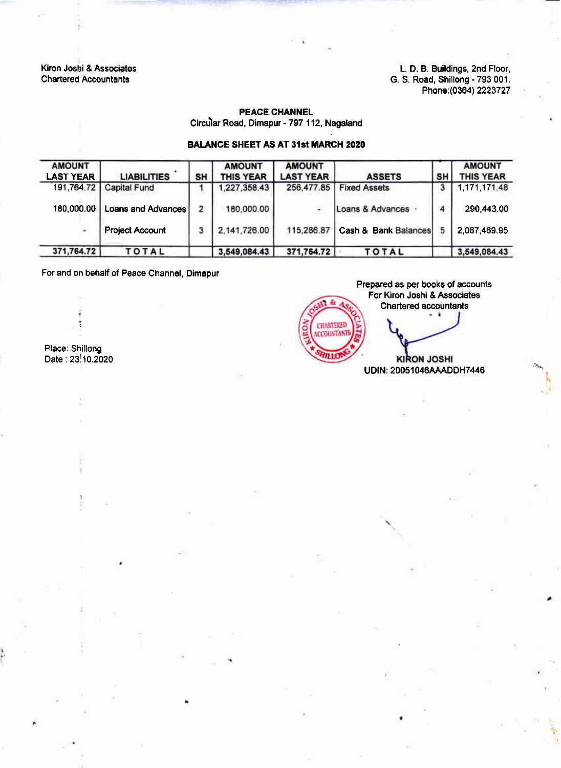Kiron Joshi & Associates
Chartered Accountants

L. D. B. Buildings, 2nd Floor,
G. S. Road, Shillong - 793 001.
Phone:(0364) 2223727

**PEACE CHANNEL**
Circular Road, Dimapur - 797 112, Nagaland

**BALANCE SHEET AS AT 31st MARCH 2020**

| AMOUNT LAST YEAR | LIABILITIES | SH | AMOUNT THIS YEAR | AMOUNT LAST YEAR | ASSETS | SH | AMOUNT THIS YEAR |
|---|---|---|---|---|---|---|---|
| 191,764.72 | Capital Fund | 1 | 1,227,358.43 | 256,477.85 | Fixed Assets | 3 | 1,171,171.48 |
| 180,000.00 | Loans and Advances | 2 | 180,000.00 | - | Loans & Advances | 4 | 290,443.00 |
| - | Project Account | 3 | 2,141,726.00 | 115,286.87 | Cash & Bank Balances | 5 | 2,087,469.95 |
| **371,764.72** | **TOTAL** | | **3,549,084.43** | **371,764.72** | **TOTAL** | | **3,549,084.43** |

For and on behalf of Peace Channel, Dimapur

Prepared as per books of accounts
For Kiron Joshi & Associates
Chartered accountants

KIRON JOSHI
UDIN: 20051046AAADDH7446

Place: Shillong
Date : 23.10.2020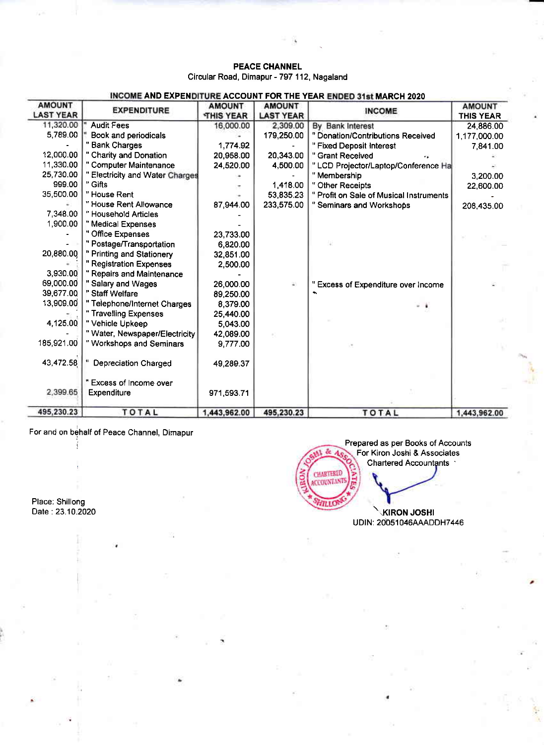**PEACE CHANNEL**
Circular Road, Dimapur - 797 112, Nagaland

**INCOME AND EXPENDITURE ACCOUNT FOR THE YEAR ENDED 31st MARCH 2020**

| AMOUNT LAST YEAR | EXPENDITURE | AMOUNT THIS YEAR | AMOUNT LAST YEAR | INCOME | AMOUNT THIS YEAR |
|---|---|---|---|---|---|
| 11,320.00 | " Audit Fees | 16,000.00 | 2,309.00 | By Bank Interest | 24,886.00 |
| 5,789.00 | " Book and periodicals | - | 179,250.00 | " Donation/Contributions Received | 1,177,000.00 |
| - | " Bank Charges | 1,774.92 | - | " Fixed Deposit Interest | 7,841.00 |
| 12,000.00 | " Charity and Donation | 20,958.00 | 20,343.00 | " Grant Received | - |
| 11,330.00 | " Computer Maintenance | 24,520.00 | 4,500.00 | " LCD Projector/Laptop/Conference Ha | - |
| 25,730.00 | " Electricity and Water Charges | - | - | " Membership | 3,200.00 |
| 999.00 | " Gifts | - | 1,418.00 | " Other Receipts | 22,600.00 |
| 35,500.00 | " House Rent | - | 53,835.23 | " Profit on Sale of Musical Instruments | - |
| - | " House Rent Allowance | 87,944.00 | 233,575.00 | " Seminars and Workshops | 208,435.00 |
| 7,348.00 | " Household Articles | - | | | |
| 1,900.00 | " Medical Expenses | - | | | |
| - | " Office Expenses | 23,733.00 | | | |
| - | " Postage/Transportation | 6,820.00 | | | |
| 20,880.00 | " Printing and Stationery | 32,851.00 | | | |
| - | " Registration Expenses | 2,500.00 | | | |
| 3,930.00 | " Repairs and Maintenance | - | | | |
| 69,000.00 | " Salary and Wages | 26,000.00 | - | " Excess of Expenditure over Income | - |
| 39,677.00 | " Staff Welfare | 89,250.00 | | | |
| 13,909.00 | " Telephone/Internet Charges | 8,379.00 | | | |
| - | " Travelling Expenses | 25,440.00 | | | |
| 4,125.00 | " Vehicle Upkeep | 5,043.00 | | | |
| - | " Water, Newspaper/Electricity | 42,089.00 | | | |
| 185,921.00 | " Workshops and Seminars | 9,777.00 | | | |
| 43,472.58 | " Depreciation Charged | 49,289.37 | | | |
| 2,399.65 | " Excess of Income over Expenditure | 971,593.71 | | | |
| 495,230.23 | TOTAL | 1,443,962.00 | 495,230.23 | TOTAL | 1,443,962.00 |

For and on behalf of Peace Channel, Dimapur

Place: Shillong
Date : 23.10.2020

Prepared as per Books of Accounts
For Kiron Joshi & Associates
Chartered Accountants

KIRON JOSHI
UDIN: 20051046AAADDH7446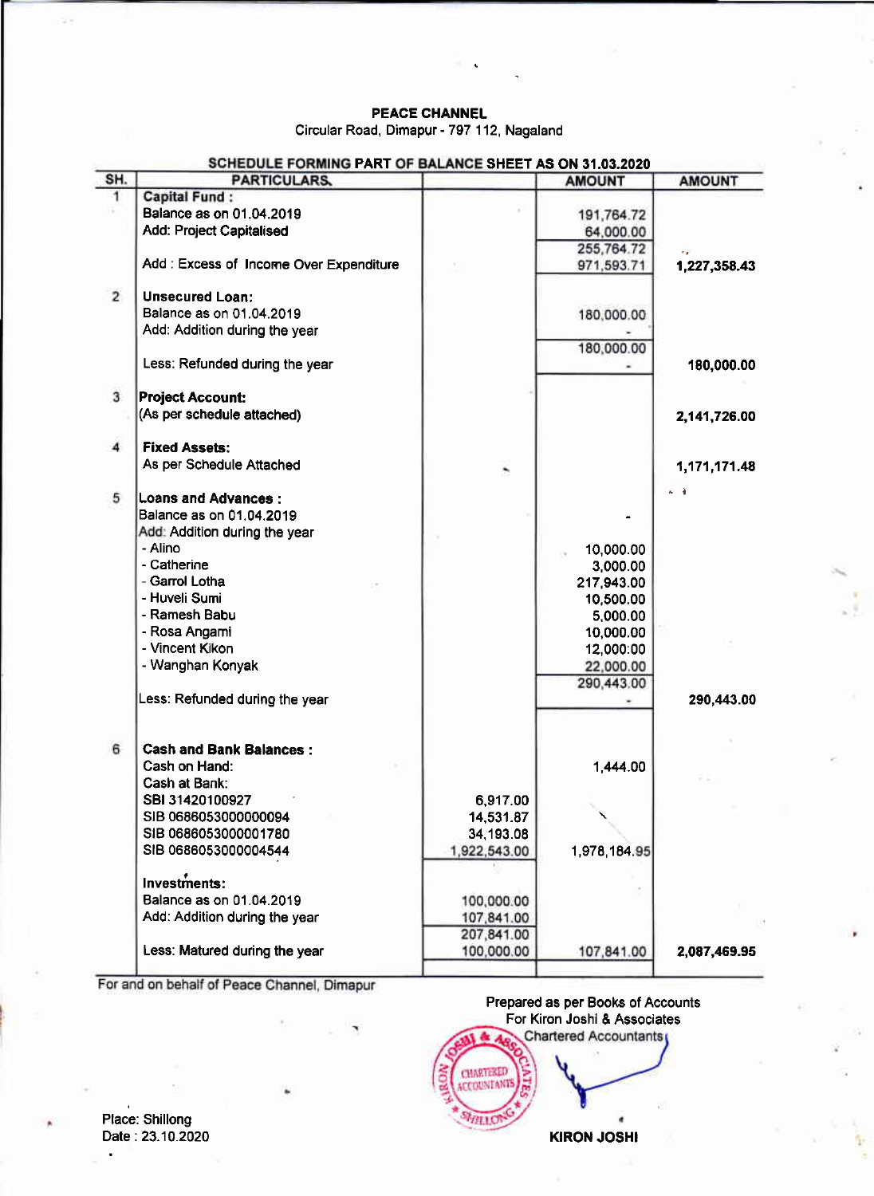**PEACE CHANNEL**
Circular Road, Dimapur - 797 112, Nagaland

**SCHEDULE FORMING PART OF BALANCE SHEET AS ON 31.03.2020**

| SH. | PARTICULARS | | AMOUNT | AMOUNT |
|---|---|---|---|---|
| 1 | **Capital Fund :** | | | |
| | Balance as on 01.04.2019 | | 191,764.72 | |
| | Add: Project Capitalised | | 64,000.00 | |
| | | | 255,764.72 | |
| | Add : Excess of Income Over Expenditure | | 971,593.71 | 1,227,358.43 |
| 2 | **Unsecured Loan:** | | | |
| | Balance as on 01.04.2019 | | 180,000.00 | |
| | Add: Addition during the year | | - | |
| | | | 180,000.00 | |
| | Less: Refunded during the year | | - | 180,000.00 |
| 3 | **Project Account:** | | | |
| | (As per schedule attached) | | | 2,141,726.00 |
| 4 | **Fixed Assets:** | | | |
| | As per Schedule Attached | | | 1,171,171.48 |
| 5 | **Loans and Advances :** | | | |
| | Balance as on 01.04.2019 | | - | |
| | Add: Addition during the year | | | |
| | - Alino | | 10,000.00 | |
| | - Catherine | | 3,000.00 | |
| | - Garrol Lotha | | 217,943.00 | |
| | - Huveli Sumi | | 10,500.00 | |
| | - Ramesh Babu | | 5,000.00 | |
| | - Rosa Angami | | 10,000.00 | |
| | - Vincent Kikon | | 12,000.00 | |
| | - Wanghan Konyak | | 22,000.00 | |
| | | | 290,443.00 | |
| | Less: Refunded during the year | | - | 290,443.00 |
| 6 | **Cash and Bank Balances :** | | | |
| | Cash on Hand: | | 1,444.00 | |
| | Cash at Bank: | | | |
| | SBI 31420100927 | 6,917.00 | | |
| | SIB 0686053000000094 | 14,531.87 | | |
| | SIB 0686053000001780 | 34,193.08 | | |
| | SIB 0686053000004544 | 1,922,543.00 | 1,978,184.95 | |
| | **Investments:** | | | |
| | Balance as on 01.04.2019 | 100,000.00 | | |
| | Add: Addition during the year | 107,841.00 | | |
| | | 207,841.00 | | |
| | Less: Matured during the year | 100,000.00 | 107,841.00 | 2,087,469.95 |

For and on behalf of Peace Channel, Dimapur

Prepared as per Books of Accounts
For Kiron Joshi & Associates
Chartered Accountants

KIRON JOSHI

Place: Shillong
Date : 23.10.2020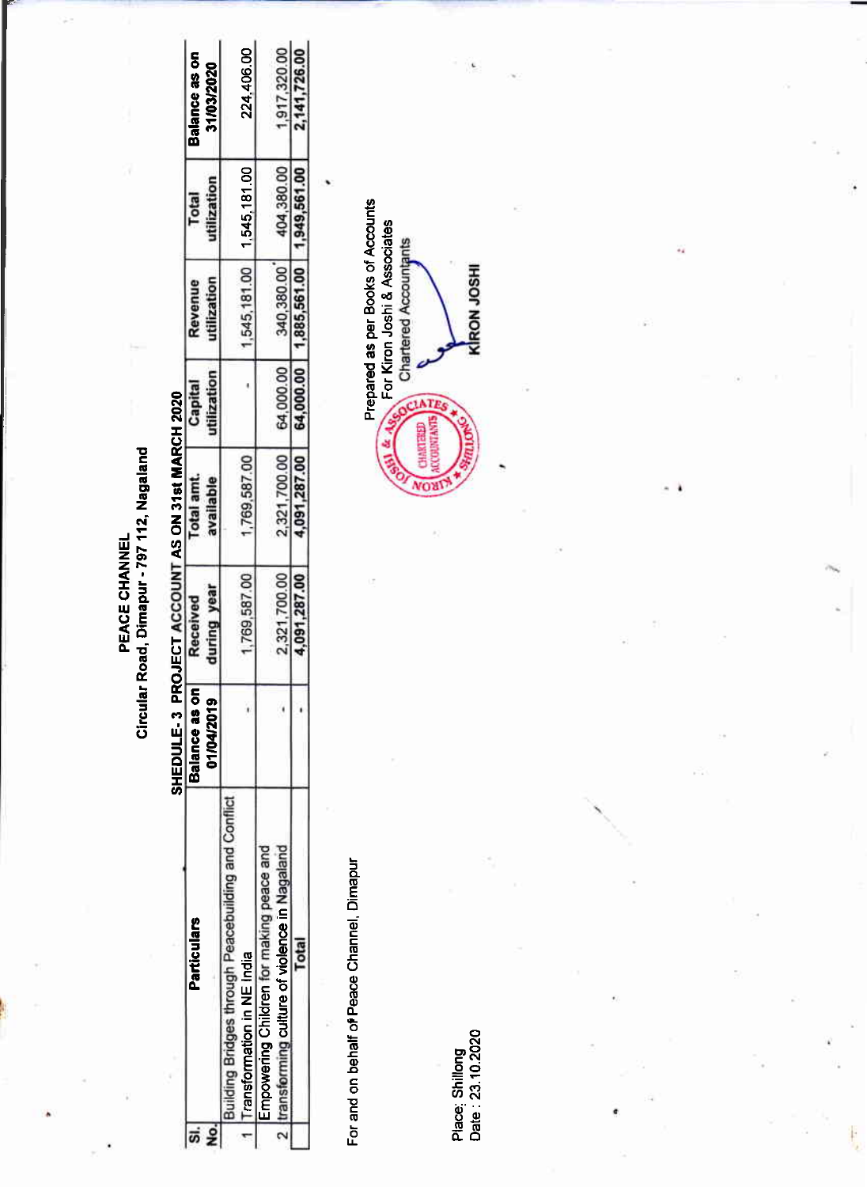**PEACE CHANNEL**

**Circular Road, Dimapur - 797 112, Nagaland**

**SHEDULE- 3 PROJECT ACCOUNT AS ON 31st MARCH 2020**

| Sl. No. | Particulars | Balance as on 01/04/2019 | Received during year | Total amt. available | Capital utilization | Revenue utilization | Total utilization | Balance as on 31/03/2020 |
|---|---|---|---|---|---|---|---|---|
| 1 | Building Bridges through Peacebuilding and Conflict Transformation in NE India | - | 1,769,587.00 | 1,769,587.00 | - | 1,545,181.00 | 1,545,181.00 | 224,406.00 |
| 2 | Empowering Children for making peace and transforming culture of violence in Nagaland | - | 2,321,700.00 | 2,321,700.00 | 64,000.00 | 340,380.00 | 404,380.00 | 1,917,320.00 |
| | **Total** | - | **4,091,287.00** | **4,091,287.00** | **64,000.00** | **1,885,561.00** | **1,949,561.00** | **2,141,726.00** |

For and on behalf of Peace Channel, Dimapur

Prepared as per Books of Accounts
For Kiron Joshi & Associates
Chartered Accountants

KIRON JOSHI

Place: Shillong
Date : 23.10.2020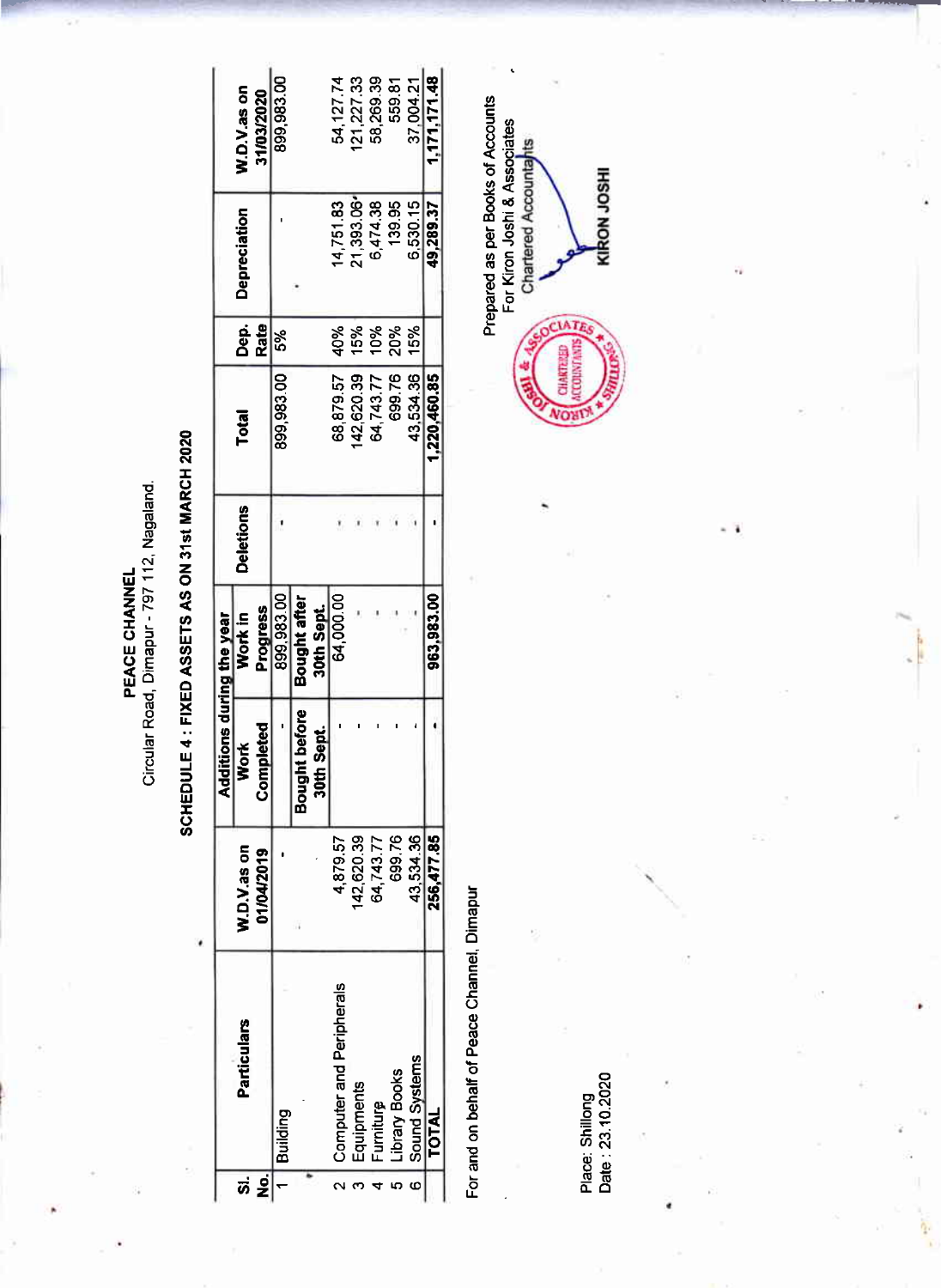# PEACE CHANNEL

Circular Road, Dimapur - 797 112, Nagaland.

## SCHEDULE 4 : FIXED ASSETS AS ON 31st MARCH 2020

| Sl. No. | Particulars | W.D.V.as on 01/04/2019 | Additions during the year | | Deletions | Total | Dep. Rate | Depreciation | W.D.V.as on 31/03/2020 |
|---|---|---|---|---|---|---|---|---|---|
| | | | Work Completed | Work in Progress | | | | | |
| 1 | Building | - | - | 899,983.00 | - | 899,983.00 | 5% | - | 899,983.00 |
| | | | Bought before 30th Sept. | Bought after 30th Sept. | | | | | |
| 2 | Computer and Peripherals | 4,879.57 | - | 64,000.00 | - | 68,879.57 | 40% | 14,751.83 | 54,127.74 |
| 3 | Equipments | 142,620.39 | - | - | - | 142,620.39 | 15% | 21,393.06 | 121,227.33 |
| 4 | Furniture | 64,743.77 | - | - | - | 64,743.77 | 10% | 6,474.38 | 58,269.39 |
| 5 | Library Books | 699.76 | - | - | - | 699.76 | 20% | 139.95 | 559.81 |
| 6 | Sound Systems | 43,534.36 | - | - | - | 43,534.36 | 15% | 6,530.15 | 37,004.21 |
| | **TOTAL** | **256,477.85** | **-** | **963,983.00** | **-** | **1,220,460.85** | | **49,289.37** | **1,171,171.48** |

For and on behalf of Peace Channel, Dimapur

Prepared as per Books of Accounts
For Kiron Joshi & Associates
Chartered Accountants

KIRON JOSHI

Place: Shillong
Date : 23.10.2020